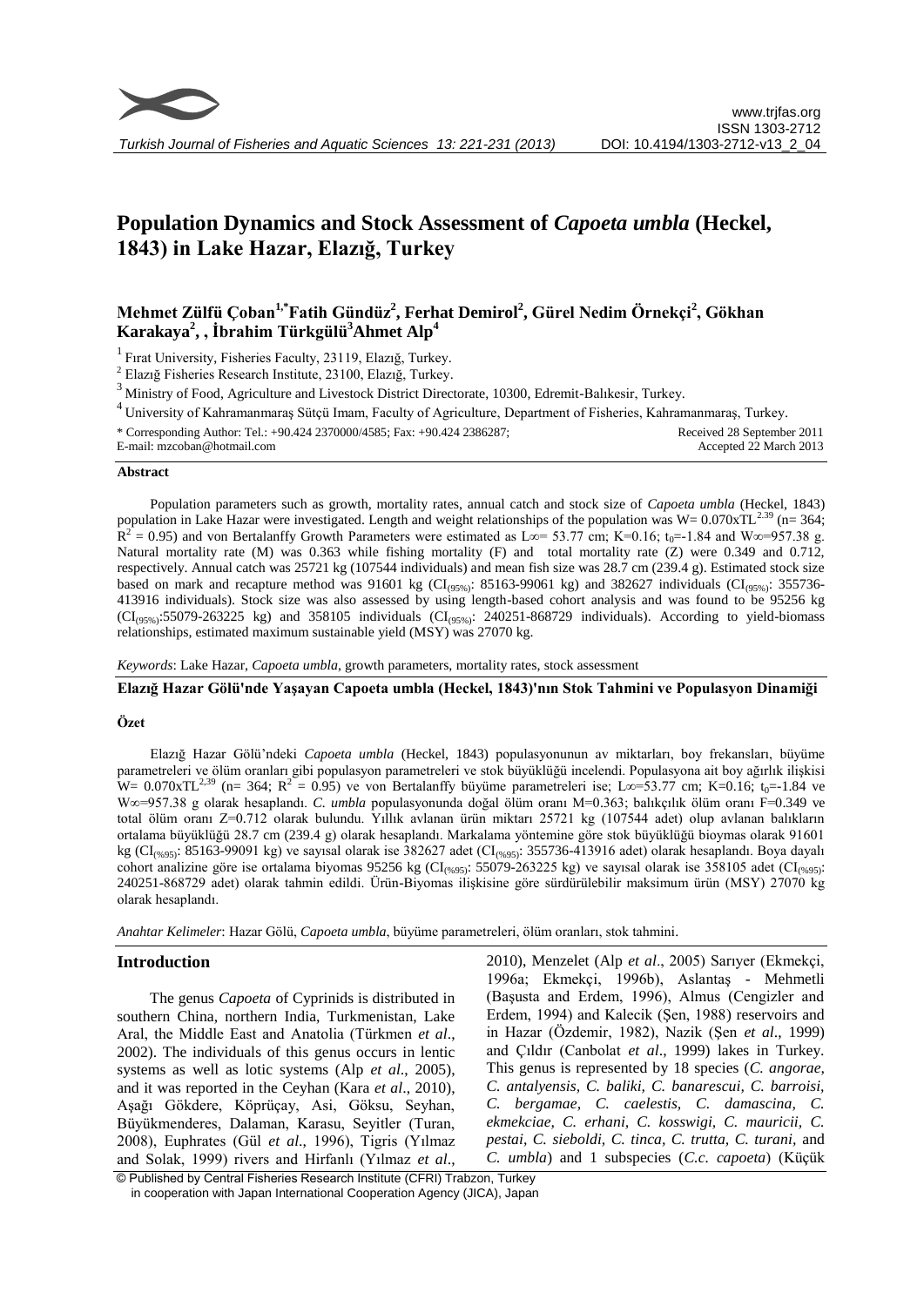# Population Dynamics and Stock Assessment of *Capoeta umbla* (Heckel, 1843) in Lake Hazar, Elazığ, Turkey

**Mehmet Zülfü Çoban[1,*] Fatih Gündüz[2], Ferhat Demirol[2], Gürel Nedim Örnekçi[2], Gökhan Karakaya[2], , İbrahim Türkgülü[3] Ahmet Alp[4]**

[1] Fırat University, Fisheries Faculty, 23119, Elazığ, Turkey.

[2] Elazığ Fisheries Research Institute, 23100, Elazığ, Turkey.

[3] Ministry of Food, Agriculture and Livestock District Directorate, 10300, Edremit-Balıkesir, Turkey.

[4] University of Kahramanmaraş Sütçü Imam, Faculty of Agriculture, Department of Fisheries, Kahramanmaraş, Turkey.

\* Corresponding Author: Tel.: +90.424 2370000/4585; Fax: +90.424 2386287; E-mail: mzcoban@hotmail.com

Received 28 September 2011
Accepted 22 March 2013

## Abstract

Population parameters such as growth, mortality rates, annual catch and stock size of *Capoeta umbla* (Heckel, 1843) population in Lake Hazar were investigated. Length and weight relationships of the population was $W= 0.070xTL^{2.39}$ (n= 364; $R^2 = 0.95$) and von Bertalanffy Growth Parameters were estimated as $L\infty$= 53.77 cm; K=0.16; $t_0$=-1.84 and $W\infty$=957.38 g. Natural mortality rate (M) was 0.363 while fishing mortality (F) and total mortality rate (Z) were 0.349 and 0.712, respectively. Annual catch was 25721 kg (107544 individuals) and mean fish size was 28.7 cm (239.4 g). Estimated stock size based on mark and recapture method was 91601 kg ($CI_{(95\%)}$: 85163-99061 kg) and 382627 individuals ($CI_{(95\%)}$: 355736-413916 individuals). Stock size was also assessed by using length-based cohort analysis and was found to be 95256 kg ($CI_{(95\%)}$:55079-263225 kg) and 358105 individuals ($CI_{(95\%)}$: 240251-868729 individuals). According to yield-biomass relationships, estimated maximum sustainable yield (MSY) was 27070 kg.

*Keywords*: Lake Hazar, *Capoeta umbla*, growth parameters, mortality rates, stock assessment

## Elazığ Hazar Gölü'nde Yaşayan Capoeta umbla (Heckel, 1843)'nın Stok Tahmini ve Populasyon Dinamiği

### Özet

Elazığ Hazar Gölü'ndeki *Capoeta umbla* (Heckel, 1843) populasyonunun av miktarları, boy frekansları, büyüme parametreleri ve ölüm oranları gibi populasyon parametreleri ve stok büyüklüğü incelendi. Populasyona ait boy ağırlık ilişkisi $W= 0.070xTL^{2.39}$ (n= 364; $R^2 = 0.95$) ve von Bertalanffy büyüme parametreleri ise; $L\infty$=53.77 cm; K=0.16; $t_0$=-1.84 ve $W\infty$=957.38 g olarak hesaplandı. *C. umbla* populasyonunda doğal ölüm oranı M=0.363; balıkçılık ölüm oranı F=0.349 ve total ölüm oranı Z=0.712 olarak bulundu. Yıllık avlanan ürün miktarı 25721 kg (107544 adet) olup avlanan balıkların ortalama büyüklüğü 28.7 cm (239.4 g) olarak hesaplandı. Markalama yöntemine göre stok büyüklüğü biyomas olarak 91601 kg ($CI_{(\%95)}$: 85163-99091 kg) ve sayısal olarak ise 382627 adet ($CI_{(\%95)}$: 355736-413916 adet) olarak hesaplandı. Boya dayalı cohort analizine göre ise ortalama biyomas 95256 kg ($CI_{(\%95)}$: 55079-263225 kg) ve sayısal olarak ise 358105 adet ($CI_{(\%95)}$: 240251-868729 adet) olarak tahmin edildi. Ürün-Biyomas ilişkisine göre sürdürülebilir maksimum ürün (MSY) 27070 kg olarak hesaplandı.

*Anahtar Kelimeler*: Hazar Gölü, *Capoeta umbla*, büyüme parametreleri, ölüm oranları, stok tahmini.

## Introduction

The genus *Capoeta* of Cyprinids is distributed in southern China, northern India, Turkmenistan, Lake Aral, the Middle East and Anatolia (Türkmen *et al*., 2002). The individuals of this genus occurs in lentic systems as well as lotic systems (Alp *et al*., 2005), and it was reported in the Ceyhan (Kara *et al*., 2010), Aşağı Gökdere, Köprüçay, Asi, Göksu, Seyhan, Büyükmenderes, Dalaman, Karasu, Seyitler (Turan, 2008), Euphrates (Gül *et al*., 1996), Tigris (Yılmaz and Solak, 1999) rivers and Hirfanlı (Yılmaz *et al*., 2010), Menzelet (Alp *et al*., 2005) Sarıyer (Ekmekçi, 1996a; Ekmekçi, 1996b), Aslantaş - Mehmetli (Başusta and Erdem, 1996), Almus (Cengizler and Erdem, 1994) and Kalecik (Şen, 1988) reservoirs and in Hazar (Özdemir, 1982), Nazik (Şen *et al*., 1999) and Çıldır (Canbolat *et al*., 1999) lakes in Turkey. This genus is represented by 18 species (*C. angorae, C. antalyensis, C. baliki, C. banarescui, C. barroisi, C. bergamae, C. caelestis, C. damascina, C. ekmekciae, C. erhani, C. kosswigi, C. mauricii, C. pestai, C. sieboldi, C. tinca, C. trutta, C. turani*, and *C. umbla*) and 1 subspecies (*C.c. capoeta*) (Küçük

© Published by Central Fisheries Research Institute (CFRI) Trabzon, Turkey in cooperation with Japan International Cooperation Agency (JICA), Japan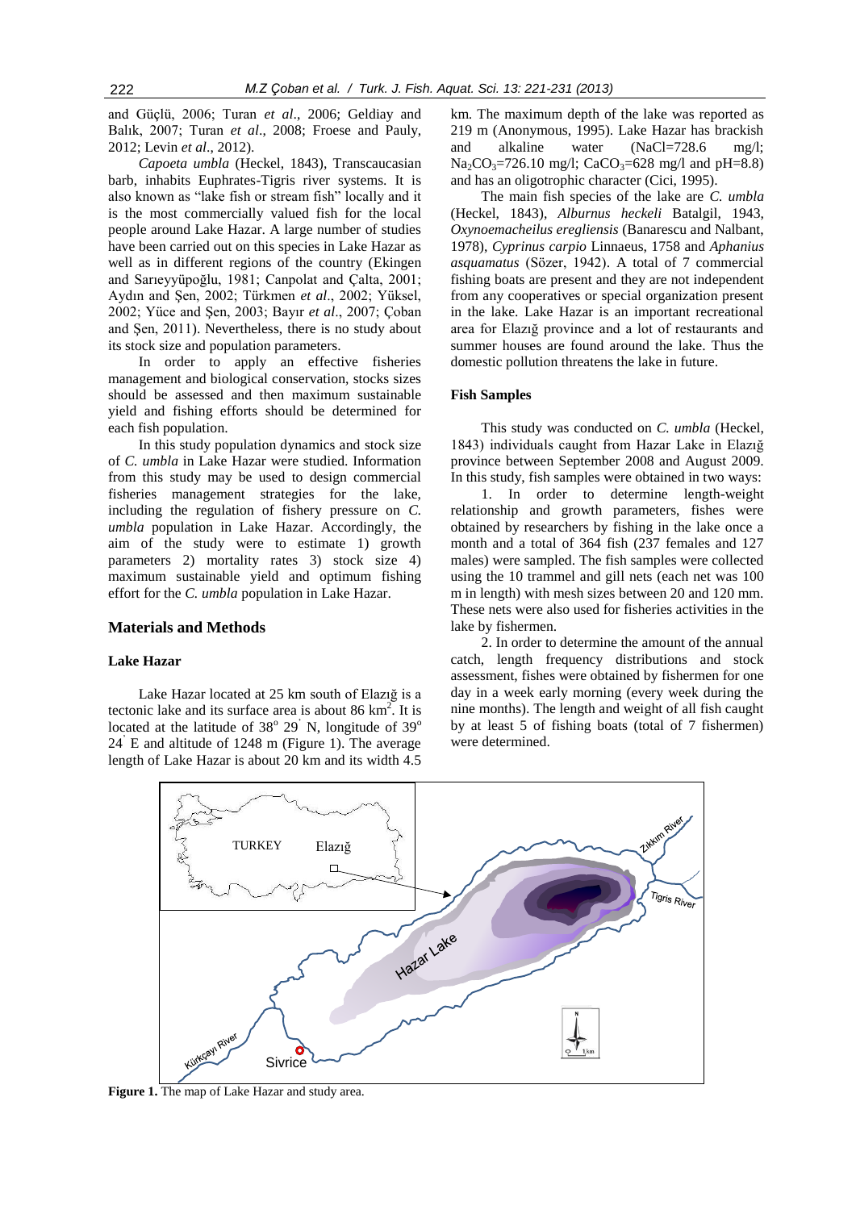and Güçlü, 2006; Turan *et al*., 2006; Geldiay and Balık, 2007; Turan *et al*., 2008; Froese and Pauly, 2012; Levin *et al*., 2012).

*Capoeta umbla* (Heckel, 1843), Transcaucasian barb, inhabits Euphrates-Tigris river systems. It is also known as "lake fish or stream fish" locally and it is the most commercially valued fish for the local people around Lake Hazar. A large number of studies have been carried out on this species in Lake Hazar as well as in different regions of the country (Ekingen and Sarıeyyüpoğlu, 1981; Canpolat and Çalta, 2001; Aydın and Şen, 2002; Türkmen *et al*., 2002; Yüksel, 2002; Yüce and Şen, 2003; Bayır *et al*., 2007; Çoban and Şen, 2011). Nevertheless, there is no study about its stock size and population parameters.

In order to apply an effective fisheries management and biological conservation, stocks sizes should be assessed and then maximum sustainable yield and fishing efforts should be determined for each fish population.

In this study population dynamics and stock size of *C. umbla* in Lake Hazar were studied. Information from this study may be used to design commercial fisheries management strategies for the lake, including the regulation of fishery pressure on *C. umbla* population in Lake Hazar. Accordingly, the aim of the study were to estimate 1) growth parameters 2) mortality rates 3) stock size 4) maximum sustainable yield and optimum fishing effort for the *C. umbla* population in Lake Hazar.

## Materials and Methods

### Lake Hazar

Lake Hazar located at 25 km south of Elazığ is a tectonic lake and its surface area is about 86 km$^2$. It is located at the latitude of 38$^o$ 29$'$ N, longitude of 39$^o$ 24$'$ E and altitude of 1248 m (Figure 1). The average length of Lake Hazar is about 20 km and its width 4.5 km. The maximum depth of the lake was reported as 219 m (Anonymous, 1995). Lake Hazar has brackish and alkaline water (NaCl=728.6 mg/l; $Na_2CO_3$=726.10 mg/l; $CaCO_3$=628 mg/l and pH=8.8) and has an oligotrophic character (Cici, 1995).

The main fish species of the lake are *C. umbla* (Heckel, 1843), *Alburnus heckeli* Batalgil, 1943, *Oxynoemacheilus eregliensis* (Banarescu and Nalbant, 1978), *Cyprinus carpio* Linnaeus, 1758 and *Aphanius asquamatus* (Sözer, 1942). A total of 7 commercial fishing boats are present and they are not independent from any cooperatives or special organization present in the lake. Lake Hazar is an important recreational area for Elazığ province and a lot of restaurants and summer houses are found around the lake. Thus the domestic pollution threatens the lake in future.

### Fish Samples

This study was conducted on *C. umbla* (Heckel, 1843) individuals caught from Hazar Lake in Elazığ province between September 2008 and August 2009. In this study, fish samples were obtained in two ways:

1. In order to determine length-weight relationship and growth parameters, fishes were obtained by researchers by fishing in the lake once a month and a total of 364 fish (237 females and 127 males) were sampled. The fish samples were collected using the 10 trammel and gill nets (each net was 100 m in length) with mesh sizes between 20 and 120 mm. These nets were also used for fisheries activities in the lake by fishermen.

2. In order to determine the amount of the annual catch, length frequency distributions and stock assessment, fishes were obtained by fishermen for one day in a week early morning (every week during the nine months). The length and weight of all fish caught by at least 5 of fishing boats (total of 7 fishermen) were determined.

**Figure 1.** The map of Lake Hazar and study area.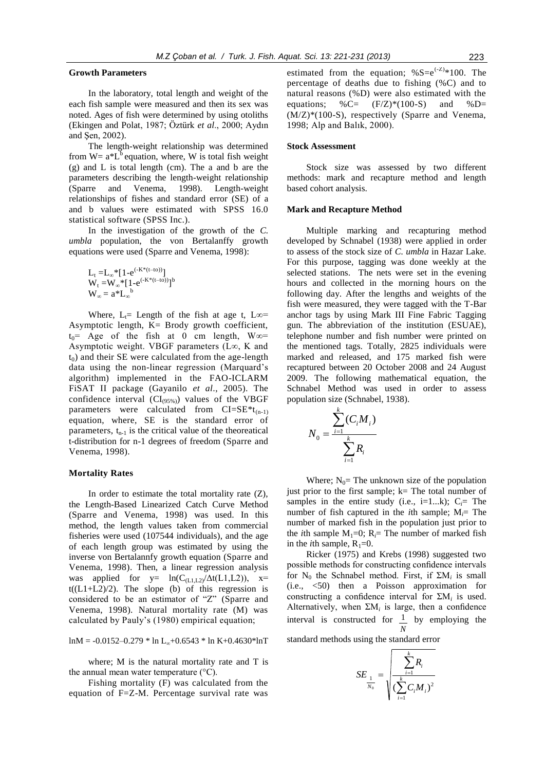### Growth Parameters

In the laboratory, total length and weight of the each fish sample were measured and then its sex was noted. Ages of fish were determined by using otoliths (Ekingen and Polat, 1987; Öztürk *et al*., 2000; Aydın and Şen, 2002).

The length-weight relationship was determined from $W= a*L^b$ equation, where, W is total fish weight (g) and L is total length (cm). The a and b are the parameters describing the length-weight relationship (Sparre and Venema, 1998). Length-weight relationships of fishes and standard error (SE) of a and b values were estimated with SPSS 16.0 statistical software (SPSS Inc.).

In the investigation of the growth of the *C. umbla* population, the von Bertalanffy growth equations were used (Sparre and Venema, 1998):

$$L_t = L_\infty * [1-e^{(-K*(t-t_0))}]$$
$$W_t = W_\infty * [1-e^{(-K*(t-t_0))}]^b$$
$$W_\infty = a*L_\infty^{\ b}$$

Where, $L_t$= Length of the fish at age t, $L\infty$= Asymptotic length, K= Brody growth coefficient, $t_0$= Age of the fish at 0 cm length, $W\infty$= Asymptotic weight. VBGF parameters ($L\infty$, K and $t_0$) and their SE were calculated from the age-length data using the non-linear regression (Marquard's algorithm) implemented in the FAO-ICLARM FiSAT II package (Gayanilo *et al*., 2005). The confidence interval ($CI_{(95\%)}$) values of the VBGF parameters were calculated from $CI=SE*t_{(n-1)}$ equation, where, SE is the standard error of parameters, $t_{n-1}$ is the critical value of the theoreatical t-distribution for n-1 degrees of freedom (Sparre and Venema, 1998).

### Mortality Rates

In order to estimate the total mortality rate (Z), the Length-Based Linearized Catch Curve Method (Sparre and Venema, 1998) was used. In this method, the length values taken from commercial fisheries were used (107544 individuals), and the age of each length group was estimated by using the inverse von Bertalannfy growth equation (Sparre and Venema, 1998). Then, a linear regression analysis was applied for $y= \ln(C_{(L1,L2)}/\Delta t(L1,L2))$, $x= t((L1+L2)/2)$. The slope (b) of this regression is considered to be an estimator of "Z" (Sparre and Venema, 1998). Natural mortality rate (M) was calculated by Pauly's (1980) empirical equation;

$$\ln M = -0.0152 - 0.279 * \ln L_\infty + 0.6543 * \ln K + 0.4630 * \ln T$$

where; M is the natural mortality rate and T is the annual mean water temperature (°C).

Fishing mortality (F) was calculated from the equation of F=Z-M. Percentage survival rate was estimated from the equation; $\%S=e^{(-Z)}*100$. The percentage of deaths due to fishing (%C) and to natural reasons (%D) were also estimated with the equations; $\%C= (F/Z)*(100-S)$ and $\%D= (M/Z)*(100-S)$, respectively (Sparre and Venema, 1998; Alp and Balık, 2000).

### Stock Assessment

Stock size was assessed by two different methods: mark and recapture method and length based cohort analysis.

### Mark and Recapture Method

Multiple marking and recapturing method developed by Schnabel (1938) were applied in order to assess of the stock size of *C. umbla* in Hazar Lake. For this purpose, tagging was done weekly at the selected stations. The nets were set in the evening hours and collected in the morning hours on the following day. After the lengths and weights of the fish were measured, they were tagged with the T-Bar anchor tags by using Mark III Fine Fabric Tagging gun. The abbreviation of the institution (ESUAE), telephone number and fish number were printed on the mentioned tags. Totally, 2825 individuals were marked and released, and 175 marked fish were recaptured between 20 October 2008 and 24 August 2009. The following mathematical equation, the Schnabel Method was used in order to assess population size (Schnabel, 1938).

$$N_0 = \frac{\sum_{i=1}^{k}(C_i M_i)}{\sum_{i=1}^{k} R_i}$$

Where; $N_0$= The unknown size of the population just prior to the first sample; k= The total number of samples in the entire study (i.e., i=1...k); $C_i$= The number of fish captured in the *i*th sample; $M_i$= The number of marked fish in the population just prior to the *i*th sample $M_1$=0; $R_i$= The number of marked fish in the *i*th sample, $R_1$=0.

Ricker (1975) and Krebs (1998) suggested two possible methods for constructing confidence intervals for $N_0$ the Schnabel method. First, if $\Sigma M_i$ is small (i.e., <50) then a Poisson approximation for constructing a confidence interval for $\Sigma M_i$ is used. Alternatively, when $\Sigma M_i$ is large, then a confidence interval is constructed for $\frac{1}{N}$ by employing the standard methods using the standard error

$$SE_{\frac{1}{N_0}} = \sqrt{\frac{\sum_{i=1}^{k} R_i}{(\sum_{i=1}^{k} C_i M_i)^2}}$$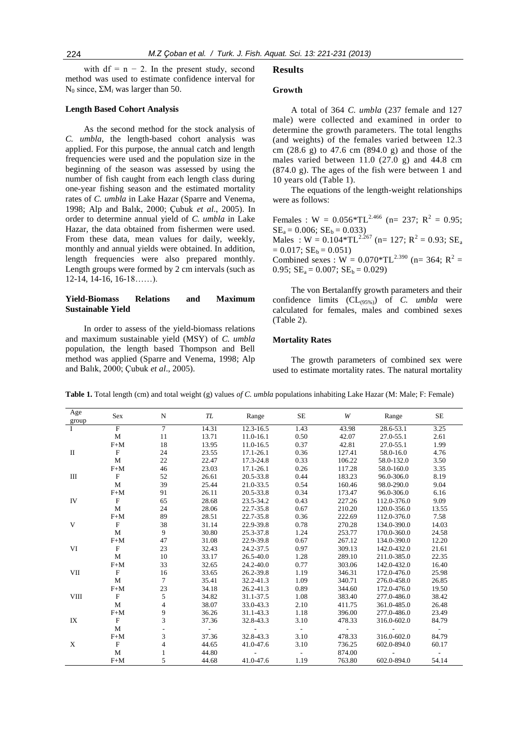with df = n − 2. In the present study, second method was used to estimate confidence interval for $N_0$ since, $\Sigma M_i$ was larger than 50.

#### Length Based Cohort Analysis

As the second method for the stock analysis of *C. umbla*, the length-based cohort analysis was applied. For this purpose, the annual catch and length frequencies were used and the population size in the beginning of the season was assessed by using the number of fish caught from each length class during one-year fishing season and the estimated mortality rates of *C. umbla* in Lake Hazar (Sparre and Venema, 1998; Alp and Balık, 2000; Çubuk *et al*., 2005). In order to determine annual yield of *C. umbla* in Lake Hazar, the data obtained from fishermen were used. From these data, mean values for daily, weekly, monthly and annual yields were obtained. In addition, length frequencies were also prepared monthly. Length groups were formed by 2 cm intervals (such as 12-14, 14-16, 16-18……).

#### Yield-Biomass Relations and Maximum Sustainable Yield

In order to assess of the yield-biomass relations and maximum sustainable yield (MSY) of *C. umbla* population, the length based Thompson and Bell method was applied (Sparre and Venema, 1998; Alp and Balık, 2000; Çubuk *et al*., 2005).

## Results

### Growth

A total of 364 *C. umbla* (237 female and 127 male) were collected and examined in order to determine the growth parameters. The total lengths (and weights) of the females varied between 12.3 cm (28.6 g) to 47.6 cm (894.0 g) and those of the males varied between 11.0 (27.0 g) and 44.8 cm (874.0 g). The ages of the fish were between 1 and 10 years old (Table 1).

The equations of the length-weight relationships were as follows:

Females : $W = 0.056{*}TL^{2.466}$ (n= 237; $R^2 = 0.95$; $SE_a = 0.006$; $SE_b = 0.033$)
Males : $W = 0.104{*}TL^{2.267}$ (n= 127; $R^2 = 0.93$; $SE_a = 0.017$; $SE_b = 0.051$)
Combined sexes : $W = 0.070{*}TL^{2.390}$ (n= 364; $R^2 = 0.95$; $SE_a = 0.007$; $SE_b = 0.029$)

The von Bertalanffy growth parameters and their confidence limits ($CL_{(95\%)}$) of *C. umbla* were calculated for females, males and combined sexes (Table 2).

### Mortality Rates

The growth parameters of combined sex were used to estimate mortality rates. The natural mortality

**Table 1.** Total length (cm) and total weight (g) values *of C. umbla* populations inhabiting Lake Hazar (M: Male; F: Female)

| Age group | Sex | N | *TL* | Range | SE | *W* | Range | SE |
|---|---|---|---|---|---|---|---|---|
| I | F | 7 | 14.31 | 12.3-16.5 | 1.43 | 43.98 | 28.6-53.1 | 3.25 |
| | M | 11 | 13.71 | 11.0-16.1 | 0.50 | 42.07 | 27.0-55.1 | 2.61 |
| | F+M | 18 | 13.95 | 11.0-16.5 | 0.37 | 42.81 | 27.0-55.1 | 1.99 |
| II | F | 24 | 23.55 | 17.1-26.1 | 0.36 | 127.41 | 58.0-16.0 | 4.76 |
| | M | 22 | 22.47 | 17.3-24.8 | 0.33 | 106.22 | 58.0-132.0 | 3.50 |
| | F+M | 46 | 23.03 | 17.1-26.1 | 0.26 | 117.28 | 58.0-160.0 | 3.35 |
| III | F | 52 | 26.61 | 20.5-33.8 | 0.44 | 183.23 | 96.0-306.0 | 8.19 |
| | M | 39 | 25.44 | 21.0-33.5 | 0.54 | 160.46 | 98.0-290.0 | 9.04 |
| | F+M | 91 | 26.11 | 20.5-33.8 | 0.34 | 173.47 | 96.0-306.0 | 6.16 |
| IV | F | 65 | 28.68 | 23.5-34.2 | 0.43 | 227.26 | 112.0-376.0 | 9.09 |
| | M | 24 | 28.06 | 22.7-35.8 | 0.67 | 210.20 | 120.0-356.0 | 13.55 |
| | F+M | 89 | 28.51 | 22.7-35.8 | 0.36 | 222.69 | 112.0-376.0 | 7.58 |
| V | F | 38 | 31.14 | 22.9-39.8 | 0.78 | 270.28 | 134.0-390.0 | 14.03 |
| | M | 9 | 30.80 | 25.3-37.8 | 1.24 | 253.77 | 170.0-360.0 | 24.58 |
| | F+M | 47 | 31.08 | 22.9-39.8 | 0.67 | 267.12 | 134.0-390.0 | 12.20 |
| VI | F | 23 | 32.43 | 24.2-37.5 | 0.97 | 309.13 | 142.0-432.0 | 21.61 |
| | M | 10 | 33.17 | 26.5-40.0 | 1.28 | 289.10 | 211.0-385.0 | 22.35 |
| | F+M | 33 | 32.65 | 24.2-40.0 | 0.77 | 303.06 | 142.0-432.0 | 16.40 |
| VII | F | 16 | 33.65 | 26.2-39.8 | 1.19 | 346.31 | 172.0-476.0 | 25.98 |
| | M | 7 | 35.41 | 32.2-41.3 | 1.09 | 340.71 | 276.0-458.0 | 26.85 |
| | F+M | 23 | 34.18 | 26.2-41.3 | 0.89 | 344.60 | 172.0-476.0 | 19.50 |
| VIII | F | 5 | 34.82 | 31.1-37.5 | 1.08 | 383.40 | 277.0-486.0 | 38.42 |
| | M | 4 | 38.07 | 33.0-43.3 | 2.10 | 411.75 | 361.0-485.0 | 26.48 |
| | F+M | 9 | 36.26 | 31.1-43.3 | 1.18 | 396.00 | 277.0-486.0 | 23.49 |
| IX | F | 3 | 37.36 | 32.8-43.3 | 3.10 | 478.33 | 316.0-602.0 | 84.79 |
| | M | - | - | - | - | - | - | - |
| | F+M | 3 | 37.36 | 32.8-43.3 | 3.10 | 478.33 | 316.0-602.0 | 84.79 |
| X | F | 4 | 44.65 | 41.0-47.6 | 3.10 | 736.25 | 602.0-894.0 | 60.17 |
| | M | 1 | 44.80 | - | - | 874.00 | - | - |
| | F+M | 5 | 44.68 | 41.0-47.6 | 1.19 | 763.80 | 602.0-894.0 | 54.14 |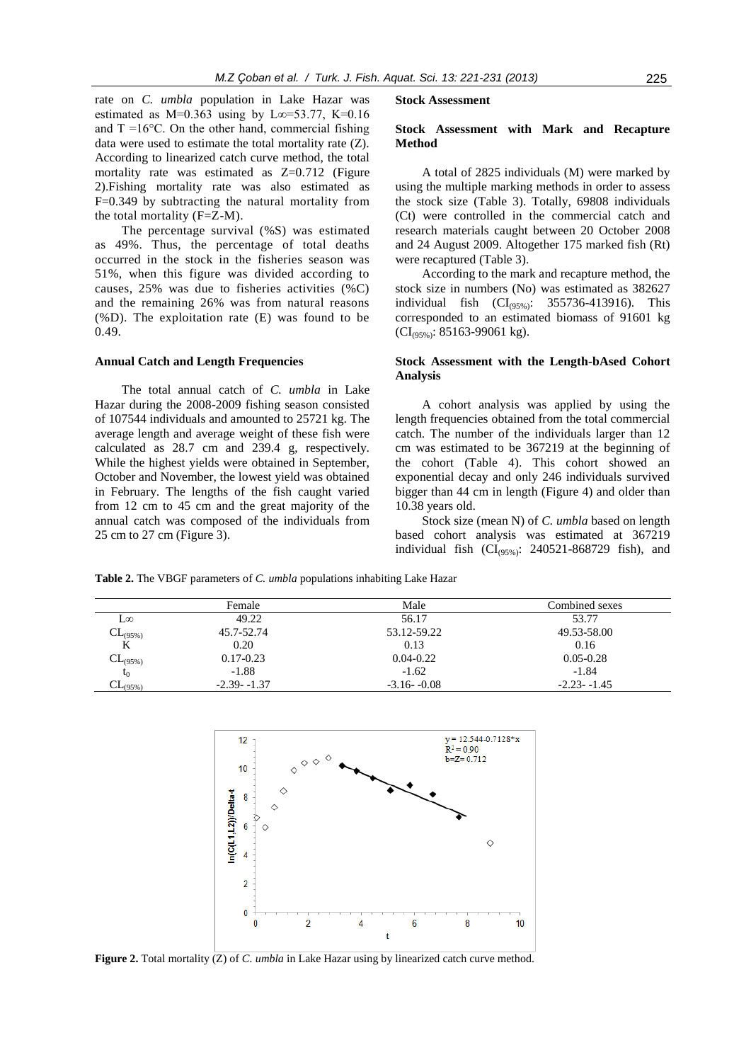rate on *C. umbla* population in Lake Hazar was estimated as M=0.363 using by $L\infty$=53.77, K=0.16 and T =16°C. On the other hand, commercial fishing data were used to estimate the total mortality rate (Z). According to linearized catch curve method, the total mortality rate was estimated as Z=0.712 (Figure 2).Fishing mortality rate was also estimated as F=0.349 by subtracting the natural mortality from the total mortality (F=Z-M).

The percentage survival (%S) was estimated as 49%. Thus, the percentage of total deaths occurred in the stock in the fisheries season was 51%, when this figure was divided according to causes, 25% was due to fisheries activities (%C) and the remaining 26% was from natural reasons (%D). The exploitation rate (E) was found to be 0.49.

### Annual Catch and Length Frequencies

The total annual catch of *C. umbla* in Lake Hazar during the 2008-2009 fishing season consisted of 107544 individuals and amounted to 25721 kg. The average length and average weight of these fish were calculated as 28.7 cm and 239.4 g, respectively. While the highest yields were obtained in September, October and November, the lowest yield was obtained in February. The lengths of the fish caught varied from 12 cm to 45 cm and the great majority of the annual catch was composed of the individuals from 25 cm to 27 cm (Figure 3).

### Stock Assessment

### Stock Assessment with Mark and Recapture Method

A total of 2825 individuals (M) were marked by using the multiple marking methods in order to assess the stock size (Table 3). Totally, 69808 individuals (Ct) were controlled in the commercial catch and research materials caught between 20 October 2008 and 24 August 2009. Altogether 175 marked fish (Rt) were recaptured (Table 3).

According to the mark and recapture method, the stock size in numbers (No) was estimated as 382627 individual fish ($CI_{(95\%)}$: 355736-413916). This corresponded to an estimated biomass of 91601 kg ($CI_{(95\%)}$: 85163-99061 kg).

### Stock Assessment with the Length-bAsed Cohort Analysis

A cohort analysis was applied by using the length frequencies obtained from the total commercial catch. The number of the individuals larger than 12 cm was estimated to be 367219 at the beginning of the cohort (Table 4). This cohort showed an exponential decay and only 246 individuals survived bigger than 44 cm in length (Figure 4) and older than 10.38 years old.

Stock size (mean N) of *C. umbla* based on length based cohort analysis was estimated at 367219 individual fish ($CI_{(95\%)}$: 240521-868729 fish), and

**Table 2.** The VBGF parameters of *C. umbla* populations inhabiting Lake Hazar

| | Female | Male | Combined sexes |
|---|---|---|---|
| $L\infty$ | 49.22 | 56.17 | 53.77 |
| $CL_{(95\%)}$ | 45.7-52.74 | 53.12-59.22 | 49.53-58.00 |
| K | 0.20 | 0.13 | 0.16 |
| $CL_{(95\%)}$ | 0.17-0.23 | 0.04-0.22 | 0.05-0.28 |
| $t_0$ | -1.88 | -1.62 | -1.84 |
| $CL_{(95\%)}$ | -2.39- -1.37 | -3.16- -0.08 | -2.23- -1.45 |

**Figure 2.** Total mortality (Z) of *C. umbla* in Lake Hazar using by linearized catch curve method.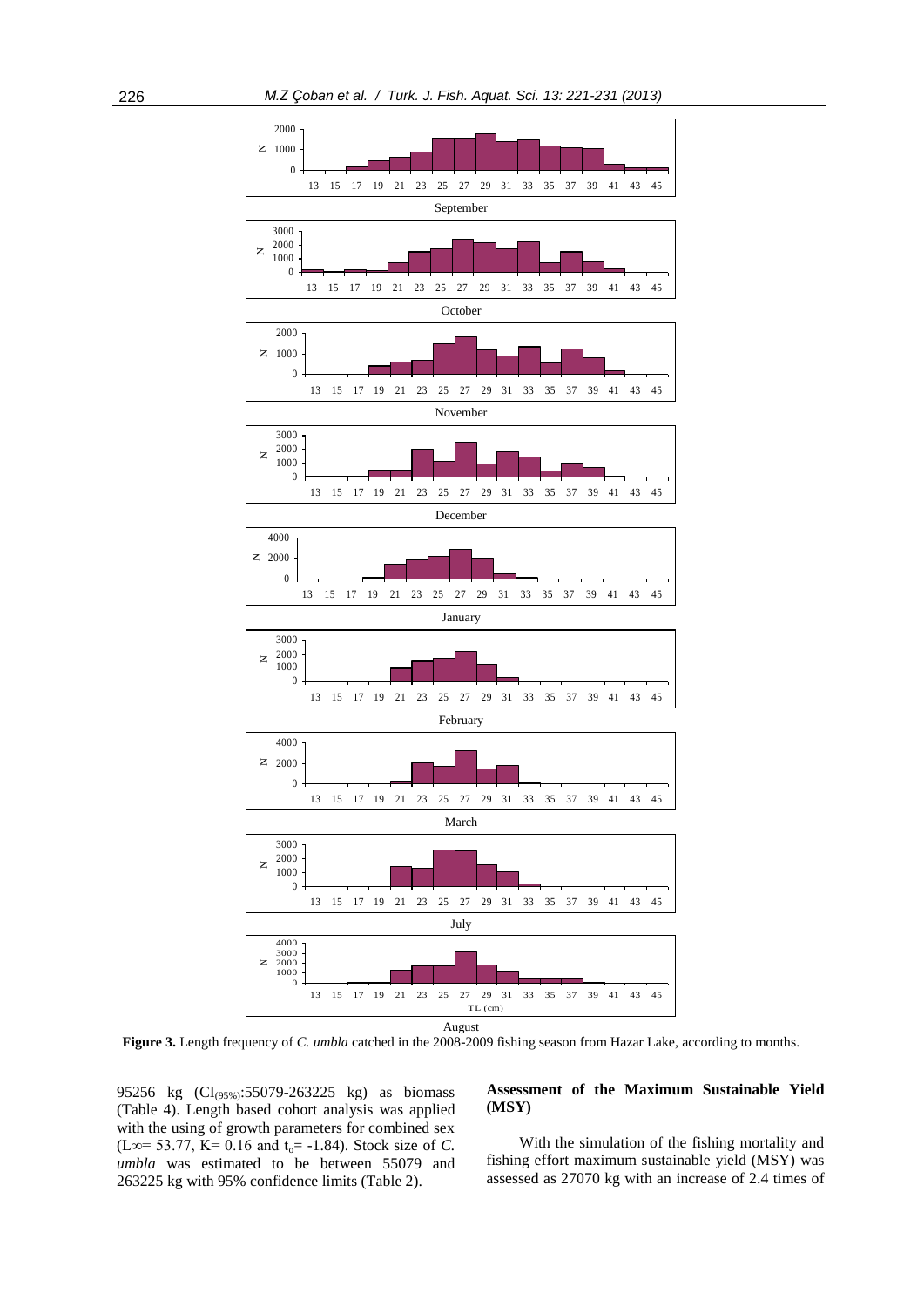**Figure 3.** Length frequency of *C. umbla* catched in the 2008-2009 fishing season from Hazar Lake, according to months.

95256 kg ($CI_{(95\%)}$:55079-263225 kg) as biomass (Table 4). Length based cohort analysis was applied with the using of growth parameters for combined sex ($L_\infty$= 53.77, K= 0.16 and $t_o$= -1.84). Stock size of *C. umbla* was estimated to be between 55079 and 263225 kg with 95% confidence limits (Table 2).

### Assessment of the Maximum Sustainable Yield (MSY)

With the simulation of the fishing mortality and fishing effort maximum sustainable yield (MSY) was assessed as 27070 kg with an increase of 2.4 times of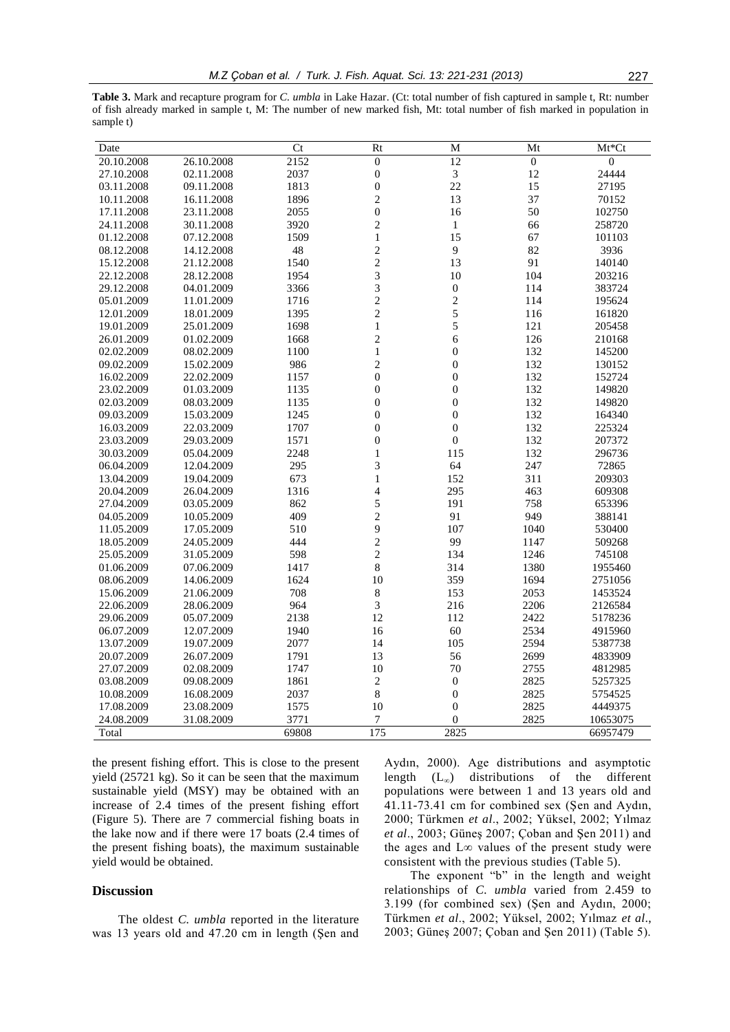**Table 3.** Mark and recapture program for *C. umbla* in Lake Hazar. (Ct: total number of fish captured in sample t, Rt: number of fish already marked in sample t, M: The number of new marked fish, Mt: total number of fish marked in population in sample t)

| Date | | Ct | Rt | M | Mt | Mt*Ct |
|---|---|---|---|---|---|---|
| 20.10.2008 | 26.10.2008 | 2152 | 0 | 12 | 0 | 0 |
| 27.10.2008 | 02.11.2008 | 2037 | 0 | 3 | 12 | 24444 |
| 03.11.2008 | 09.11.2008 | 1813 | 0 | 22 | 15 | 27195 |
| 10.11.2008 | 16.11.2008 | 1896 | 2 | 13 | 37 | 70152 |
| 17.11.2008 | 23.11.2008 | 2055 | 0 | 16 | 50 | 102750 |
| 24.11.2008 | 30.11.2008 | 3920 | 2 | 1 | 66 | 258720 |
| 01.12.2008 | 07.12.2008 | 1509 | 1 | 15 | 67 | 101103 |
| 08.12.2008 | 14.12.2008 | 48 | 2 | 9 | 82 | 3936 |
| 15.12.2008 | 21.12.2008 | 1540 | 2 | 13 | 91 | 140140 |
| 22.12.2008 | 28.12.2008 | 1954 | 3 | 10 | 104 | 203216 |
| 29.12.2008 | 04.01.2009 | 3366 | 3 | 0 | 114 | 383724 |
| 05.01.2009 | 11.01.2009 | 1716 | 2 | 2 | 114 | 195624 |
| 12.01.2009 | 18.01.2009 | 1395 | 2 | 5 | 116 | 161820 |
| 19.01.2009 | 25.01.2009 | 1698 | 1 | 5 | 121 | 205458 |
| 26.01.2009 | 01.02.2009 | 1668 | 2 | 6 | 126 | 210168 |
| 02.02.2009 | 08.02.2009 | 1100 | 1 | 0 | 132 | 145200 |
| 09.02.2009 | 15.02.2009 | 986 | 2 | 0 | 132 | 130152 |
| 16.02.2009 | 22.02.2009 | 1157 | 0 | 0 | 132 | 152724 |
| 23.02.2009 | 01.03.2009 | 1135 | 0 | 0 | 132 | 149820 |
| 02.03.2009 | 08.03.2009 | 1135 | 0 | 0 | 132 | 149820 |
| 09.03.2009 | 15.03.2009 | 1245 | 0 | 0 | 132 | 164340 |
| 16.03.2009 | 22.03.2009 | 1707 | 0 | 0 | 132 | 225324 |
| 23.03.2009 | 29.03.2009 | 1571 | 0 | 0 | 132 | 207372 |
| 30.03.2009 | 05.04.2009 | 2248 | 1 | 115 | 132 | 296736 |
| 06.04.2009 | 12.04.2009 | 295 | 3 | 64 | 247 | 72865 |
| 13.04.2009 | 19.04.2009 | 673 | 1 | 152 | 311 | 209303 |
| 20.04.2009 | 26.04.2009 | 1316 | 4 | 295 | 463 | 609308 |
| 27.04.2009 | 03.05.2009 | 862 | 5 | 191 | 758 | 653396 |
| 04.05.2009 | 10.05.2009 | 409 | 2 | 91 | 949 | 388141 |
| 11.05.2009 | 17.05.2009 | 510 | 9 | 107 | 1040 | 530400 |
| 18.05.2009 | 24.05.2009 | 444 | 2 | 99 | 1147 | 509268 |
| 25.05.2009 | 31.05.2009 | 598 | 2 | 134 | 1246 | 745108 |
| 01.06.2009 | 07.06.2009 | 1417 | 8 | 314 | 1380 | 1955460 |
| 08.06.2009 | 14.06.2009 | 1624 | 10 | 359 | 1694 | 2751056 |
| 15.06.2009 | 21.06.2009 | 708 | 8 | 153 | 2053 | 1453524 |
| 22.06.2009 | 28.06.2009 | 964 | 3 | 216 | 2206 | 2126584 |
| 29.06.2009 | 05.07.2009 | 2138 | 12 | 112 | 2422 | 5178236 |
| 06.07.2009 | 12.07.2009 | 1940 | 16 | 60 | 2534 | 4915960 |
| 13.07.2009 | 19.07.2009 | 2077 | 14 | 105 | 2594 | 5387738 |
| 20.07.2009 | 26.07.2009 | 1791 | 13 | 56 | 2699 | 4833909 |
| 27.07.2009 | 02.08.2009 | 1747 | 10 | 70 | 2755 | 4812985 |
| 03.08.2009 | 09.08.2009 | 1861 | 2 | 0 | 2825 | 5257325 |
| 10.08.2009 | 16.08.2009 | 2037 | 8 | 0 | 2825 | 5754525 |
| 17.08.2009 | 23.08.2009 | 1575 | 10 | 0 | 2825 | 4449375 |
| 24.08.2009 | 31.08.2009 | 3771 | 7 | 0 | 2825 | 10653075 |
| Total | | 69808 | 175 | 2825 | | 66957479 |

the present fishing effort. This is close to the present yield (25721 kg). So it can be seen that the maximum sustainable yield (MSY) may be obtained with an increase of 2.4 times of the present fishing effort (Figure 5). There are 7 commercial fishing boats in the lake now and if there were 17 boats (2.4 times of the present fishing boats), the maximum sustainable yield would be obtained.

## Discussion

The oldest *C. umbla* reported in the literature was 13 years old and 47.20 cm in length (Şen and Aydın, 2000). Age distributions and asymptotic length ($L_\infty$) distributions of the different populations were between 1 and 13 years old and 41.11-73.41 cm for combined sex (Şen and Aydın, 2000; Türkmen *et al*., 2002; Yüksel, 2002; Yılmaz *et al*., 2003; Güneş 2007; Çoban and Şen 2011) and the ages and $L\infty$ values of the present study were consistent with the previous studies (Table 5).

The exponent "b" in the length and weight relationships of *C. umbla* varied from 2.459 to 3.199 (for combined sex) (Şen and Aydın, 2000; Türkmen *et al*., 2002; Yüksel, 2002; Yılmaz *et al.,* 2003; Güneş 2007; Çoban and Şen 2011) (Table 5).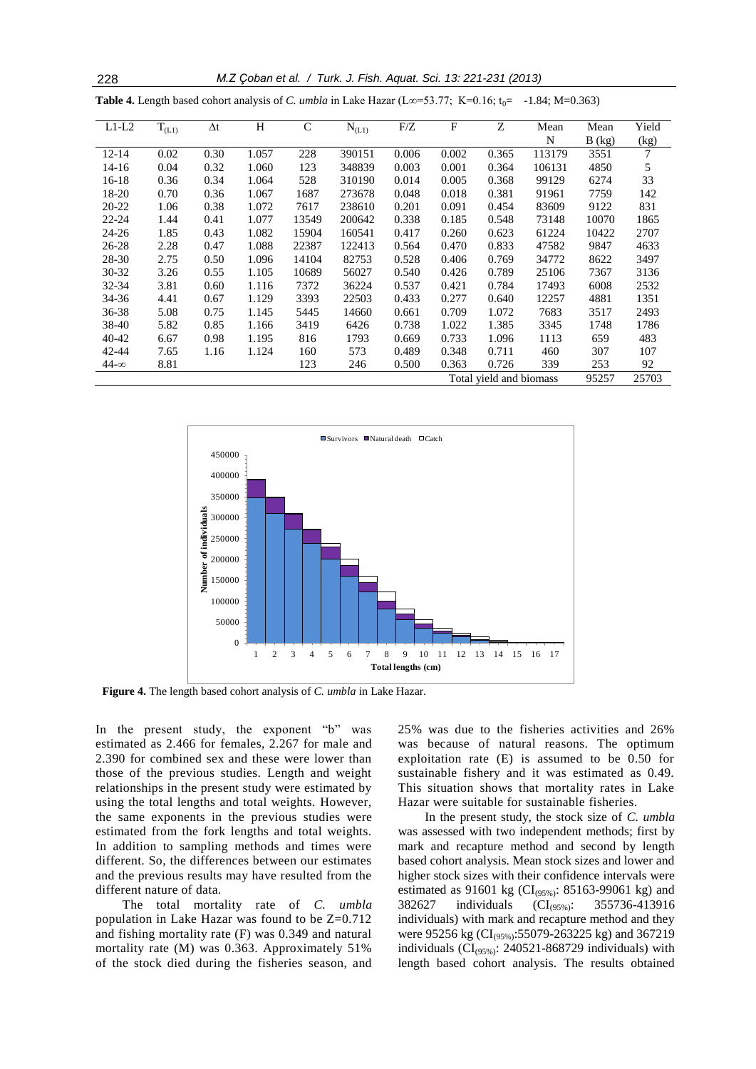**Table 4.** Length based cohort analysis of *C. umbla* in Lake Hazar ($L\infty$=53.77; K=0.16; $t_0$= -1.84; M=0.363)

| L1-L2 | $T_{(L1)}$ | Δt | H | C | $N_{(L1)}$ | F/Z | F | Z | Mean N | Mean B (kg) | Yield (kg) |
|---|---|---|---|---|---|---|---|---|---|---|---|
| 12-14 | 0.02 | 0.30 | 1.057 | 228 | 390151 | 0.006 | 0.002 | 0.365 | 113179 | 3551 | 7 |
| 14-16 | 0.04 | 0.32 | 1.060 | 123 | 348839 | 0.003 | 0.001 | 0.364 | 106131 | 4850 | 5 |
| 16-18 | 0.36 | 0.34 | 1.064 | 528 | 310190 | 0.014 | 0.005 | 0.368 | 99129 | 6274 | 33 |
| 18-20 | 0.70 | 0.36 | 1.067 | 1687 | 273678 | 0.048 | 0.018 | 0.381 | 91961 | 7759 | 142 |
| 20-22 | 1.06 | 0.38 | 1.072 | 7617 | 238610 | 0.201 | 0.091 | 0.454 | 83609 | 9122 | 831 |
| 22-24 | 1.44 | 0.41 | 1.077 | 13549 | 200642 | 0.338 | 0.185 | 0.548 | 73148 | 10070 | 1865 |
| 24-26 | 1.85 | 0.43 | 1.082 | 15904 | 160541 | 0.417 | 0.260 | 0.623 | 61224 | 10422 | 2707 |
| 26-28 | 2.28 | 0.47 | 1.088 | 22387 | 122413 | 0.564 | 0.470 | 0.833 | 47582 | 9847 | 4633 |
| 28-30 | 2.75 | 0.50 | 1.096 | 14104 | 82753 | 0.528 | 0.406 | 0.769 | 34772 | 8622 | 3497 |
| 30-32 | 3.26 | 0.55 | 1.105 | 10689 | 56027 | 0.540 | 0.426 | 0.789 | 25106 | 7367 | 3136 |
| 32-34 | 3.81 | 0.60 | 1.116 | 7372 | 36224 | 0.537 | 0.421 | 0.784 | 17493 | 6008 | 2532 |
| 34-36 | 4.41 | 0.67 | 1.129 | 3393 | 22503 | 0.433 | 0.277 | 0.640 | 12257 | 4881 | 1351 |
| 36-38 | 5.08 | 0.75 | 1.145 | 5445 | 14660 | 0.661 | 0.709 | 1.072 | 7683 | 3517 | 2493 |
| 38-40 | 5.82 | 0.85 | 1.166 | 3419 | 6426 | 0.738 | 1.022 | 1.385 | 3345 | 1748 | 1786 |
| 40-42 | 6.67 | 0.98 | 1.195 | 816 | 1793 | 0.669 | 0.733 | 1.096 | 1113 | 659 | 483 |
| 42-44 | 7.65 | 1.16 | 1.124 | 160 | 573 | 0.489 | 0.348 | 0.711 | 460 | 307 | 107 |
| 44-∞ | 8.81 | | | 123 | 246 | 0.500 | 0.363 | 0.726 | 339 | 253 | 92 |
| | | | | | | | Total yield and biomass | | | 95257 | 25703 |

**Figure 4.** The length based cohort analysis of *C. umbla* in Lake Hazar.

In the present study, the exponent "b" was estimated as 2.466 for females, 2.267 for male and 2.390 for combined sex and these were lower than those of the previous studies. Length and weight relationships in the present study were estimated by using the total lengths and total weights. However, the same exponents in the previous studies were estimated from the fork lengths and total weights. In addition to sampling methods and times were different. So, the differences between our estimates and the previous results may have resulted from the different nature of data.

The total mortality rate of *C. umbla* population in Lake Hazar was found to be Z=0.712 and fishing mortality rate (F) was 0.349 and natural mortality rate (M) was 0.363. Approximately 51% of the stock died during the fisheries season, and 25% was due to the fisheries activities and 26% was because of natural reasons. The optimum exploitation rate (E) is assumed to be 0.50 for sustainable fishery and it was estimated as 0.49. This situation shows that mortality rates in Lake Hazar were suitable for sustainable fisheries.

In the present study, the stock size of *C. umbla* was assessed with two independent methods; first by mark and recapture method and second by length based cohort analysis. Mean stock sizes and lower and higher stock sizes with their confidence intervals were estimated as 91601 kg ($CI_{(95\%)}$: 85163-99061 kg) and 382627 individuals ($CI_{(95\%)}$: 355736-413916 individuals) with mark and recapture method and they were 95256 kg ($CI_{(95\%)}$:55079-263225 kg) and 367219 individuals ($CI_{(95\%)}$: 240521-868729 individuals) with length based cohort analysis. The results obtained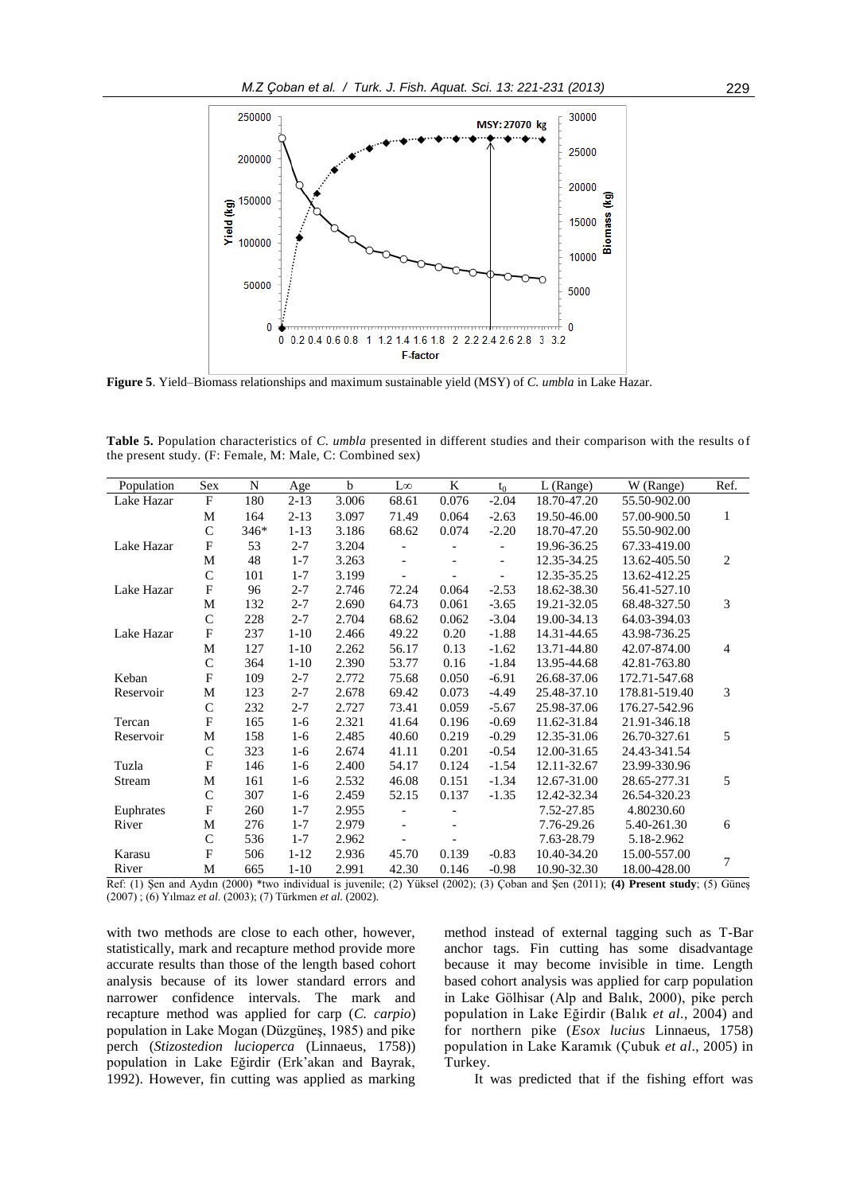**Figure 5**. Yield–Biomass relationships and maximum sustainable yield (MSY) of *C. umbla* in Lake Hazar.

**Table 5.** Population characteristics of *C. umbla* presented in different studies and their comparison with the results of the present study. (F: Female, M: Male, C: Combined sex)

| Population | Sex | N | Age | b | L∞ | K | $t_0$ | L (Range) | W (Range) | Ref. |
|---|---|---|---|---|---|---|---|---|---|---|
| Lake Hazar | F | 180 | 2-13 | 3.006 | 68.61 | 0.076 | -2.04 | 18.70-47.20 | 55.50-902.00 | |
| | M | 164 | 2-13 | 3.097 | 71.49 | 0.064 | -2.63 | 19.50-46.00 | 57.00-900.50 | 1 |
| | C | 346* | 1-13 | 3.186 | 68.62 | 0.074 | -2.20 | 18.70-47.20 | 55.50-902.00 | |
| Lake Hazar | F | 53 | 2-7 | 3.204 | - | - | - | 19.96-36.25 | 67.33-419.00 | |
| | M | 48 | 1-7 | 3.263 | - | - | - | 12.35-34.25 | 13.62-405.50 | 2 |
| | C | 101 | 1-7 | 3.199 | - | - | - | 12.35-35.25 | 13.62-412.25 | |
| Lake Hazar | F | 96 | 2-7 | 2.746 | 72.24 | 0.064 | -2.53 | 18.62-38.30 | 56.41-527.10 | |
| | M | 132 | 2-7 | 2.690 | 64.73 | 0.061 | -3.65 | 19.21-32.05 | 68.48-327.50 | 3 |
| | C | 228 | 2-7 | 2.704 | 68.62 | 0.062 | -3.04 | 19.00-34.13 | 64.03-394.03 | |
| Lake Hazar | F | 237 | 1-10 | 2.466 | 49.22 | 0.20 | -1.88 | 14.31-44.65 | 43.98-736.25 | |
| | M | 127 | 1-10 | 2.262 | 56.17 | 0.13 | -1.62 | 13.71-44.80 | 42.07-874.00 | 4 |
| | C | 364 | 1-10 | 2.390 | 53.77 | 0.16 | -1.84 | 13.95-44.68 | 42.81-763.80 | |
| Keban | F | 109 | 2-7 | 2.772 | 75.68 | 0.050 | -6.91 | 26.68-37.06 | 172.71-547.68 | |
| Reservoir | M | 123 | 2-7 | 2.678 | 69.42 | 0.073 | -4.49 | 25.48-37.10 | 178.81-519.40 | 3 |
| | C | 232 | 2-7 | 2.727 | 73.41 | 0.059 | -5.67 | 25.98-37.06 | 176.27-542.96 | |
| Tercan | F | 165 | 1-6 | 2.321 | 41.64 | 0.196 | -0.69 | 11.62-31.84 | 21.91-346.18 | |
| Reservoir | M | 158 | 1-6 | 2.485 | 40.60 | 0.219 | -0.29 | 12.35-31.06 | 26.70-327.61 | 5 |
| | C | 323 | 1-6 | 2.674 | 41.11 | 0.201 | -0.54 | 12.00-31.65 | 24.43-341.54 | |
| Tuzla | F | 146 | 1-6 | 2.400 | 54.17 | 0.124 | -1.54 | 12.11-32.67 | 23.99-330.96 | |
| Stream | M | 161 | 1-6 | 2.532 | 46.08 | 0.151 | -1.34 | 12.67-31.00 | 28.65-277.31 | 5 |
| | C | 307 | 1-6 | 2.459 | 52.15 | 0.137 | -1.35 | 12.42-32.34 | 26.54-320.23 | |
| Euphrates | F | 260 | 1-7 | 2.955 | - | - | | 7.52-27.85 | 4.80230.60 | |
| River | M | 276 | 1-7 | 2.979 | - | - | | 7.76-29.26 | 5.40-261.30 | 6 |
| | C | 536 | 1-7 | 2.962 | - | - | | 7.63-28.79 | 5.18-2.962 | |
| Karasu | F | 506 | 1-12 | 2.936 | 45.70 | 0.139 | -0.83 | 10.40-34.20 | 15.00-557.00 | 7 |
| River | M | 665 | 1-10 | 2.991 | 42.30 | 0.146 | -0.98 | 10.90-32.30 | 18.00-428.00 | |

Ref: (1) Şen and Aydın (2000) *two individual is juvenile; (2) Yüksel (2002); (3) Çoban and Şen (2011); **(4) Present study**; (5) Güneş (2007) ; (6) Yılmaz *et al.* (2003); (7) Türkmen *et al.* (2002).

with two methods are close to each other, however, statistically, mark and recapture method provide more accurate results than those of the length based cohort analysis because of its lower standard errors and narrower confidence intervals. The mark and recapture method was applied for carp (*C. carpio*) population in Lake Mogan (Düzgüneş, 1985) and pike perch (*Stizostedion lucioperca* (Linnaeus, 1758)) population in Lake Eğirdir (Erk'akan and Bayrak, 1992). However, fin cutting was applied as marking method instead of external tagging such as T-Bar anchor tags. Fin cutting has some disadvantage because it may become invisible in time. Length based cohort analysis was applied for carp population in Lake Gölhisar (Alp and Balık, 2000), pike perch population in Lake Eğirdir (Balık *et al.*, 2004) and for northern pike (*Esox lucius* Linnaeus, 1758) population in Lake Karamık (Çubuk *et al.*, 2005) in Turkey.

It was predicted that if the fishing effort was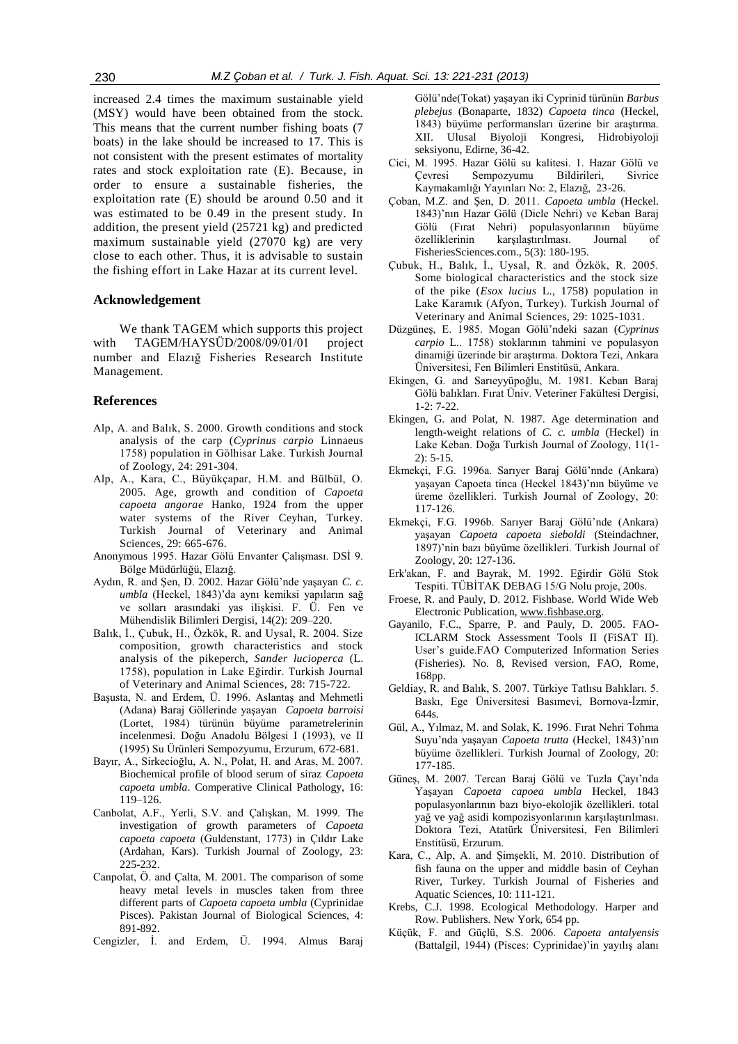increased 2.4 times the maximum sustainable yield (MSY) would have been obtained from the stock. This means that the current number fishing boats (7 boats) in the lake should be increased to 17. This is not consistent with the present estimates of mortality rates and stock exploitation rate (E). Because, in order to ensure a sustainable fisheries, the exploitation rate (E) should be around 0.50 and it was estimated to be 0.49 in the present study. In addition, the present yield (25721 kg) and predicted maximum sustainable yield (27070 kg) are very close to each other. Thus, it is advisable to sustain the fishing effort in Lake Hazar at its current level.

## Acknowledgement

We thank TAGEM which supports this project with TAGEM/HAYSÜD/2008/09/01/01 project number and Elazığ Fisheries Research Institute Management.

## References

- Alp, A. and Balık, S. 2000. Growth conditions and stock analysis of the carp (*Cyprinus carpio* Linnaeus 1758) population in Gölhisar Lake. Turkish Journal of Zoology, 24: 291-304.
- Alp, A., Kara, C., Büyükçapar, H.M. and Bülbül, O. 2005. Age, growth and condition of *Capoeta capoeta angorae* Hanko, 1924 from the upper water systems of the River Ceyhan, Turkey. Turkish Journal of Veterinary and Animal Sciences, 29: 665-676.
- Anonymous 1995. Hazar Gölü Envanter Çalışması. DSİ 9. Bölge Müdürlüğü, Elazığ.
- Aydın, R. and Şen, D. 2002. Hazar Gölü'nde yaşayan *C. c. umbla* (Heckel, 1843)'da aynı kemiksi yapıların sağ ve solları arasındaki yas ilişkisi. F. Ü. Fen ve Mühendislik Bilimleri Dergisi, 14(2): 209–220.
- Balık, İ., Çubuk, H., Özkök, R. and Uysal, R. 2004. Size composition, growth characteristics and stock analysis of the pikeperch, *Sander lucioperca* (L. 1758), population in Lake Eğirdir. Turkish Journal of Veterinary and Animal Sciences, 28: 715-722.
- Başusta, N. and Erdem, Ü. 1996. Aslantaş and Mehmetli (Adana) Baraj Göllerinde yaşayan *Capoeta barroisi* (Lortet, 1984) türünün büyüme parametrelerinin incelenmesi. Doğu Anadolu Bölgesi I (1993), ve II (1995) Su Ürünleri Sempozyumu, Erzurum, 672-681.
- Bayır, A., Sirkecioğlu, A. N., Polat, H. and Aras, M. 2007. Biochemical profile of blood serum of siraz *Capoeta capoeta umbla*. Comperative Clinical Pathology, 16: 119–126.
- Canbolat, A.F., Yerli, S.V. and Çalışkan, M. 1999. The investigation of growth parameters of *Capoeta capoeta capoeta* (Guldenstant, 1773) in Çıldır Lake (Ardahan, Kars). Turkish Journal of Zoology, 23: 225-232.
- Canpolat, Ö. and Çalta, M. 2001. The comparison of some heavy metal levels in muscles taken from three different parts of *Capoeta capoeta umbla* (Cyprinidae Pisces). Pakistan Journal of Biological Sciences, 4: 891-892.
- Cengizler, İ. and Erdem, Ü. 1994. Almus Baraj Gölü'nde(Tokat) yaşayan iki Cyprinid türünün *Barbus plebejus* (Bonaparte, 1832) *Capoeta tinca* (Heckel, 1843) büyüme performansları üzerine bir araştırma. XII. Ulusal Biyoloji Kongresi, Hidrobiyoloji seksiyonu, Edirne, 36-42.
- Cici, M. 1995. Hazar Gölü su kalitesi. 1. Hazar Gölü ve Çevresi Sempozyumu Bildirileri, Sivrice Kaymakamlığı Yayınları No: 2, Elazığ, 23-26.
- Çoban, M.Z. and Şen, D. 2011. *Capoeta umbla* (Heckel. 1843)'nın Hazar Gölü (Dicle Nehri) ve Keban Baraj Gölü (Fırat Nehri) populasyonlarının büyüme özelliklerinin karşılaştırılması. Journal of FisheriesSciences.com., 5(3): 180-195.
- Çubuk, H., Balık, İ., Uysal, R. and Özkök, R. 2005. Some biological characteristics and the stock size of the pike (*Esox lucius* L., 1758) population in Lake Karamık (Afyon, Turkey). Turkish Journal of Veterinary and Animal Sciences, 29: 1025-1031.
- Düzgüneş, E. 1985. Mogan Gölü'ndeki sazan (*Cyprinus carpio* L.. 1758) stoklarının tahmini ve populasyon dinamiği üzerinde bir araştırma. Doktora Tezi, Ankara Üniversitesi, Fen Bilimleri Enstitüsü, Ankara.
- Ekingen, G. and Sarıeyyüpoğlu, M. 1981. Keban Baraj Gölü balıkları. Fırat Üniv. Veteriner Fakültesi Dergisi, 1-2: 7-22.
- Ekingen, G. and Polat, N. 1987. Age determination and length-weight relations of *C. c. umbla* (Heckel) in Lake Keban. Doğa Turkish Journal of Zoology, 11(1-2): 5-15.
- Ekmekçi, F.G. 1996a. Sarıyer Baraj Gölü'nnde (Ankara) yaşayan Capoeta tinca (Heckel 1843)'nın büyüme ve üreme özellikleri. Turkish Journal of Zoology, 20: 117-126.
- Ekmekçi, F.G. 1996b. Sarıyer Baraj Gölü'nde (Ankara) yaşayan *Capoeta capoeta sieboldi* (Steindachner, 1897)'nin bazı büyüme özellikleri. Turkish Journal of Zoology, 20: 127-136.
- Erk'akan, F. and Bayrak, M. 1992. Eğirdir Gölü Stok Tespiti. TÜBİTAK DEBAG 15/G Nolu proje, 200s.
- Froese, R. and Pauly, D. 2012. Fishbase. World Wide Web Electronic Publication, www.fishbase.org.
- Gayanilo, F.C., Sparre, P. and Pauly, D. 2005. FAO-ICLARM Stock Assessment Tools II (FiSAT II). User's guide.FAO Computerized Information Series (Fisheries). No. 8, Revised version, FAO, Rome, 168pp.
- Geldiay, R. and Balık, S. 2007. Türkiye Tatlısu Balıkları. 5. Baskı, Ege Üniversitesi Basımevi, Bornova-İzmir, 644s.
- Gül, A., Yılmaz, M. and Solak, K. 1996. Fırat Nehri Tohma Suyu'nda yaşayan *Capoeta trutta* (Heckel, 1843)'nın büyüme özellikleri. Turkish Journal of Zoology, 20: 177-185.
- Güneş, M. 2007. Tercan Baraj Gölü ve Tuzla Çayı'nda Yaşayan *Capoeta capoea umbla* Heckel, 1843 populasyonlarının bazı biyo-ekolojik özellikleri. total yağ ve yağ asidi kompozisyonlarının karşılaştırılması. Doktora Tezi, Atatürk Üniversitesi, Fen Bilimleri Enstitüsü, Erzurum.
- Kara, C., Alp, A. and Şimşekli, M. 2010. Distribution of fish fauna on the upper and middle basin of Ceyhan River, Turkey. Turkish Journal of Fisheries and Aquatic Sciences, 10: 111-121.
- Krebs, C.J. 1998. Ecological Methodology. Harper and Row. Publishers. New York, 654 pp.
- Küçük, F. and Güçlü, S.S. 2006. *Capoeta antalyensis* (Battalgil, 1944) (Pisces: Cyprinidae)'in yayılış alanı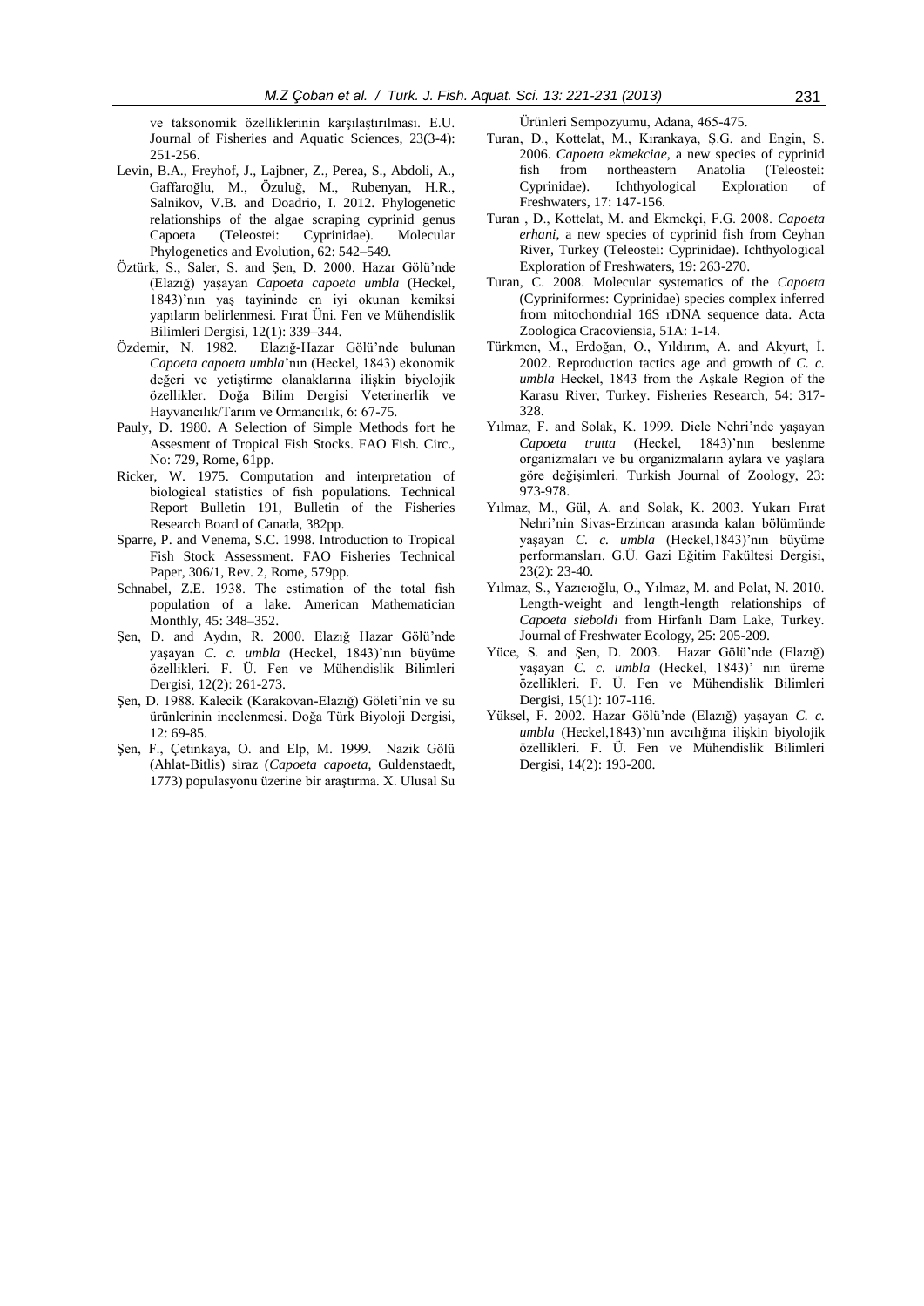ve taksonomik özelliklerinin karşılaştırılması. E.U. Journal of Fisheries and Aquatic Sciences, 23(3-4): 251-256.

Levin, B.A., Freyhof, J., Lajbner, Z., Perea, S., Abdoli, A., Gaffaroğlu, M., Özuluğ, M., Rubenyan, H.R., Salnikov, V.B. and Doadrio, I. 2012. Phylogenetic relationships of the algae scraping cyprinid genus Capoeta (Teleostei: Cyprinidae). Molecular Phylogenetics and Evolution, 62: 542–549.

Öztürk, S., Saler, S. and Şen, D. 2000. Hazar Gölü'nde (Elazığ) yaşayan *Capoeta capoeta umbla* (Heckel, 1843)'nın yaş tayininde en iyi okunan kemiksi yapıların belirlenmesi. Fırat Üni. Fen ve Mühendislik Bilimleri Dergisi, 12(1): 339–344.

Özdemir, N. 1982. Elazığ-Hazar Gölü'nde bulunan *Capoeta capoeta umbla*'nın (Heckel, 1843) ekonomik değeri ve yetiştirme olanaklarına ilişkin biyolojik özellikler. Doğa Bilim Dergisi Veterinerlik ve Hayvancılık/Tarım ve Ormancılık, 6: 67-75.

Pauly, D. 1980. A Selection of Simple Methods fort he Assesment of Tropical Fish Stocks. FAO Fish. Circ., No: 729, Rome, 61pp.

Ricker, W. 1975. Computation and interpretation of biological statistics of fish populations. Technical Report Bulletin 191, Bulletin of the Fisheries Research Board of Canada, 382pp.

Sparre, P. and Venema, S.C. 1998. Introduction to Tropical Fish Stock Assessment. FAO Fisheries Technical Paper, 306/1, Rev. 2, Rome, 579pp.

Schnabel, Z.E. 1938. The estimation of the total fish population of a lake. American Mathematician Monthly, 45: 348–352.

Şen, D. and Aydın, R. 2000. Elazığ Hazar Gölü'nde yaşayan *C. c. umbla* (Heckel, 1843)'nın büyüme özellikleri. F. Ü. Fen ve Mühendislik Bilimleri Dergisi, 12(2): 261-273.

Şen, D. 1988. Kalecik (Karakovan-Elazığ) Göleti'nin ve su ürünlerinin incelenmesi. Doğa Türk Biyoloji Dergisi, 12: 69-85.

Şen, F., Çetinkaya, O. and Elp, M. 1999. Nazik Gölü (Ahlat-Bitlis) siraz (*Capoeta capoeta*, Guldenstaedt, 1773) populasyonu üzerine bir araştırma. X. Ulusal Su Ürünleri Sempozyumu, Adana, 465-475.

Turan, D., Kottelat, M., Kırankaya, Ş.G. and Engin, S. 2006. *Capoeta ekmekciae*, a new species of cyprinid fish from northeastern Anatolia (Teleostei: Cyprinidae). Ichthyological Exploration of Freshwaters, 17: 147-156.

Turan , D., Kottelat, M. and Ekmekçi, F.G. 2008. *Capoeta erhani*, a new species of cyprinid fish from Ceyhan River, Turkey (Teleostei: Cyprinidae). Ichthyological Exploration of Freshwaters, 19: 263-270.

Turan, C. 2008. Molecular systematics of the *Capoeta* (Cypriniformes: Cyprinidae) species complex inferred from mitochondrial 16S rDNA sequence data. Acta Zoologica Cracoviensia, 51A: 1-14.

Türkmen, M., Erdoğan, O., Yıldırım, A. and Akyurt, İ. 2002. Reproduction tactics age and growth of *C. c. umbla* Heckel, 1843 from the Aşkale Region of the Karasu River, Turkey. Fisheries Research, 54: 317-328.

Yılmaz, F. and Solak, K. 1999. Dicle Nehri'nde yaşayan *Capoeta trutta* (Heckel, 1843)'nın beslenme organizmaları ve bu organizmaların aylara ve yaşlara göre değişimleri. Turkish Journal of Zoology, 23: 973-978.

Yılmaz, M., Gül, A. and Solak, K. 2003. Yukarı Fırat Nehri'nin Sivas-Erzincan arasında kalan bölümünde yaşayan *C. c. umbla* (Heckel,1843)'nın büyüme performansları. G.Ü. Gazi Eğitim Fakültesi Dergisi, 23(2): 23-40.

Yılmaz, S., Yazıcıoğlu, O., Yılmaz, M. and Polat, N. 2010. Length-weight and length-length relationships of *Capoeta sieboldi* from Hirfanlı Dam Lake, Turkey. Journal of Freshwater Ecology, 25: 205-209.

Yüce, S. and Şen, D. 2003. Hazar Gölü'nde (Elazığ) yaşayan *C. c. umbla* (Heckel, 1843)' nın üreme özellikleri. F. Ü. Fen ve Mühendislik Bilimleri Dergisi, 15(1): 107-116.

Yüksel, F. 2002. Hazar Gölü'nde (Elazığ) yaşayan *C. c. umbla* (Heckel,1843)'nın avcılığına ilişkin biyolojik özellikleri. F. Ü. Fen ve Mühendislik Bilimleri Dergisi, 14(2): 193-200.